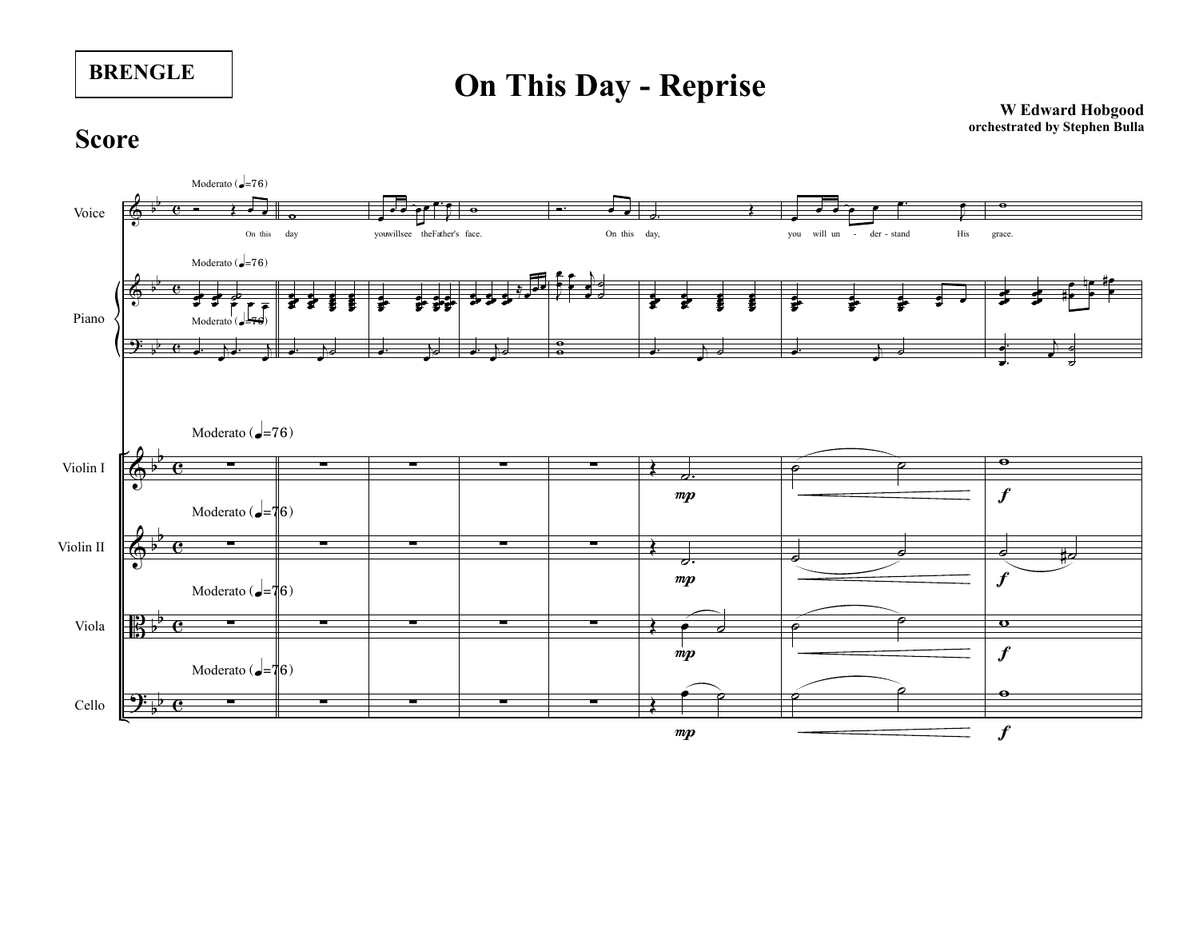**BRENGLE**

# On This Day - Reprise

**W Edward Hobgood**
**orchestrated by Stephen Bulla**

## Score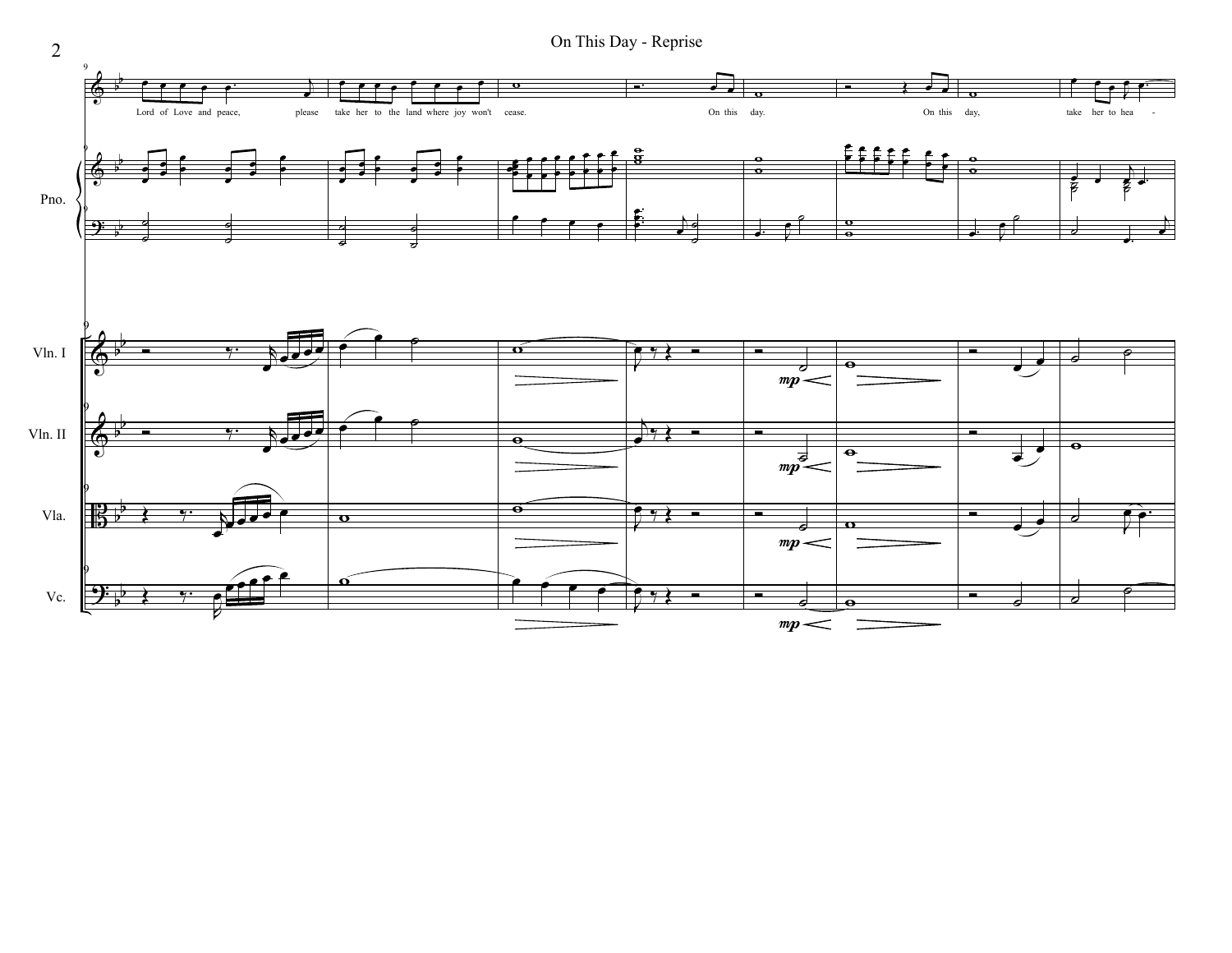Lord of Love and peace, please take her to the land where joy won't cease. On this day. On this day, take her to hea -

Pno.

Vln. I

Vln. II

Vla.

Vc.

*mp*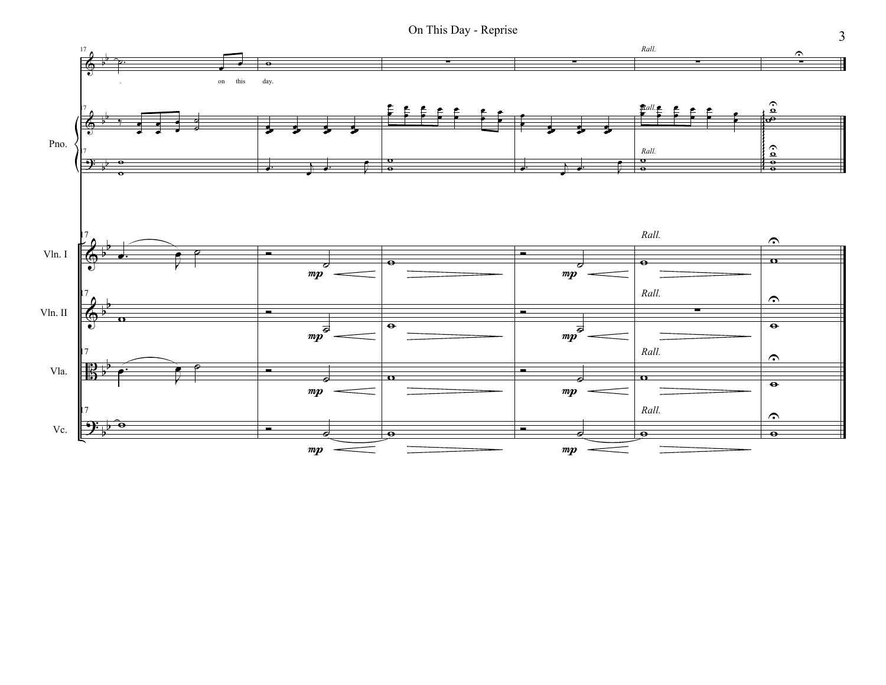On This Day - Reprise

17

Rall.

. on this day.

Pno.

Rall.

Rall.

Vln. I

*mp*

*mp*

Rall.

Vln. II

*mp*

*mp*

Rall.

Vla.

*mp*

*mp*

Rall.

Vc.

*mp*

*mp*

Rall.